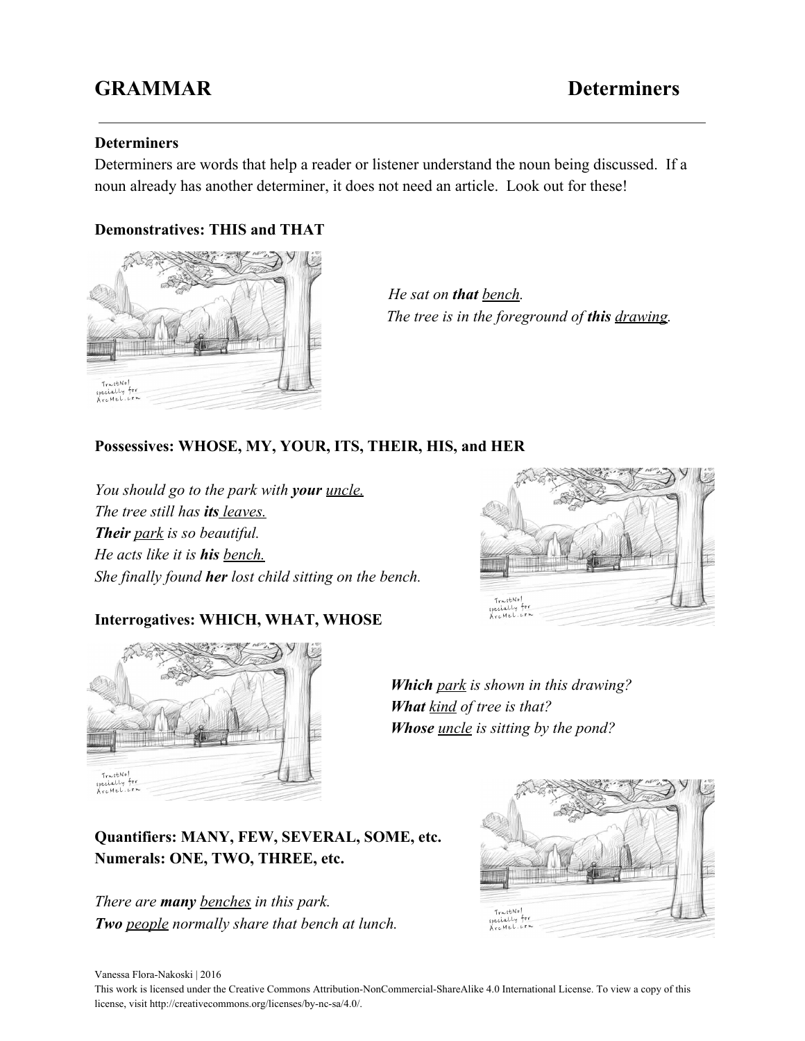# GRAMMAR Determiners

### Determiners

Determiners are words that help a reader or listener understand the noun being discussed. If a noun already has another determiner, it does not need an article. Look out for these!

### Demonstratives: THIS and THAT

*He sat on **that** bench.*
*The tree is in the foreground of **this** drawing.*

### Possessives: WHOSE, MY, YOUR, ITS, THEIR, HIS, and HER

*You should go to the park with **your** uncle.*
*The tree still has **its** leaves.*
***Their** park is so beautiful.*
*He acts like it is **his** bench.*
*She finally found **her** lost child sitting on the bench.*

### Interrogatives: WHICH, WHAT, WHOSE

***Which** park is shown in this drawing?*
***What** kind of tree is that?*
***Whose** uncle is sitting by the pond?*

### Quantifiers: MANY, FEW, SEVERAL, SOME, etc.
### Numerals: ONE, TWO, THREE, etc.

*There are **many** benches in this park.*
***Two** people normally share that bench at lunch.*

Vanessa Flora-Nakoski | 2016
This work is licensed under the Creative Commons Attribution-NonCommercial-ShareAlike 4.0 International License. To view a copy of this license, visit http://creativecommons.org/licenses/by-nc-sa/4.0/.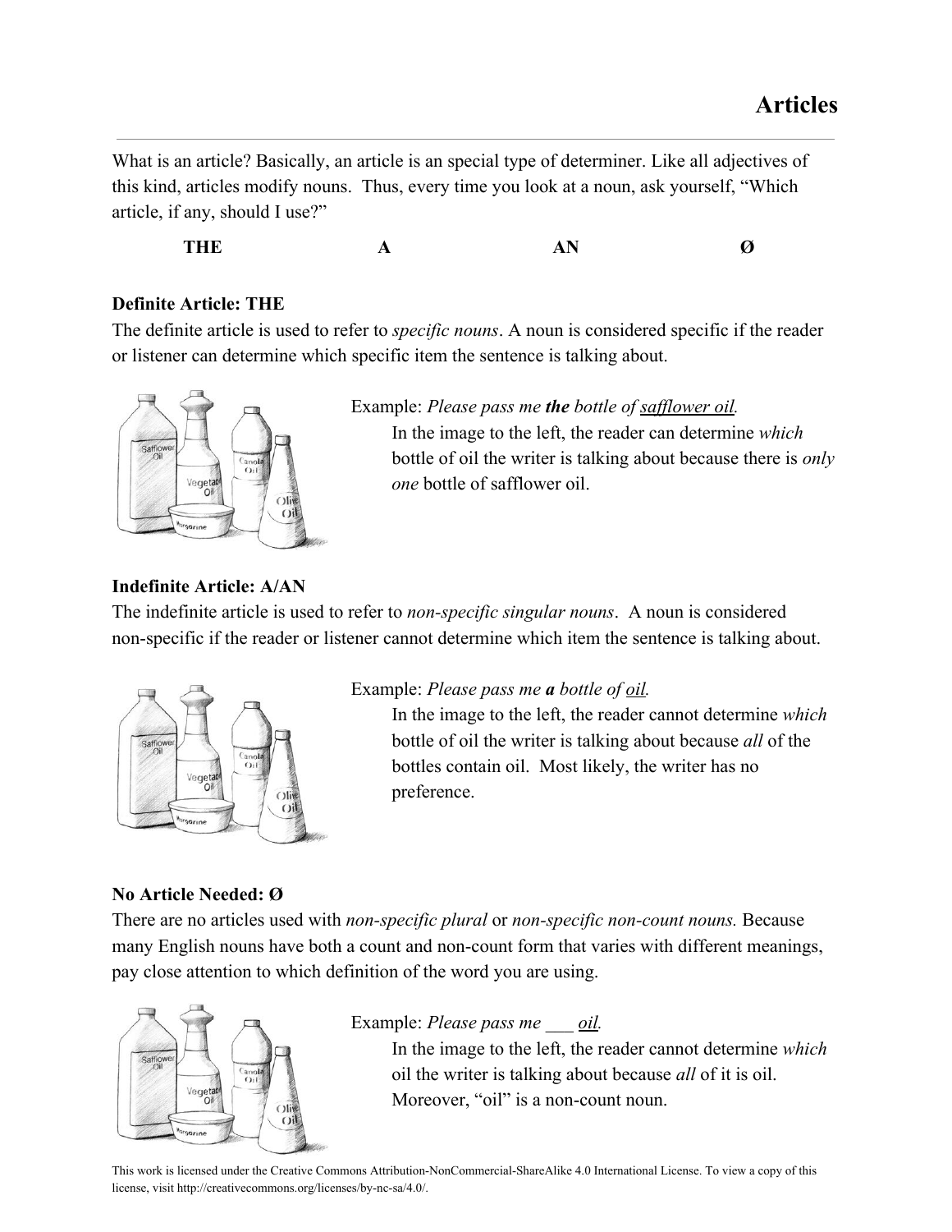# Articles

What is an article? Basically, an article is an special type of determiner. Like all adjectives of this kind, articles modify nouns. Thus, every time you look at a noun, ask yourself, "Which article, if any, should I use?"

**THE** **A** **AN** **Ø**

### Definite Article: THE

The definite article is used to refer to *specific nouns*. A noun is considered specific if the reader or listener can determine which specific item the sentence is talking about.

Example: *Please pass me **the** bottle of <u>safflower oil</u>.*

In the image to the left, the reader can determine *which* bottle of oil the writer is talking about because there is *only one* bottle of safflower oil.

### Indefinite Article: A/AN

The indefinite article is used to refer to *non-specific singular nouns*. A noun is considered non-specific if the reader or listener cannot determine which item the sentence is talking about.

Example: *Please pass me **a** bottle of <u>oil</u>.*

In the image to the left, the reader cannot determine *which* bottle of oil the writer is talking about because *all* of the bottles contain oil. Most likely, the writer has no preference.

### No Article Needed: Ø

There are no articles used with *non-specific plural* or *non-specific non-count nouns.* Because many English nouns have both a count and non-count form that varies with different meanings, pay close attention to which definition of the word you are using.

Example: *Please pass me ___ <u>oil</u>.*

In the image to the left, the reader cannot determine *which* oil the writer is talking about because *all* of it is oil. Moreover, "oil" is a non-count noun.

This work is licensed under the Creative Commons Attribution-NonCommercial-ShareAlike 4.0 International License. To view a copy of this license, visit http://creativecommons.org/licenses/by-nc-sa/4.0/.